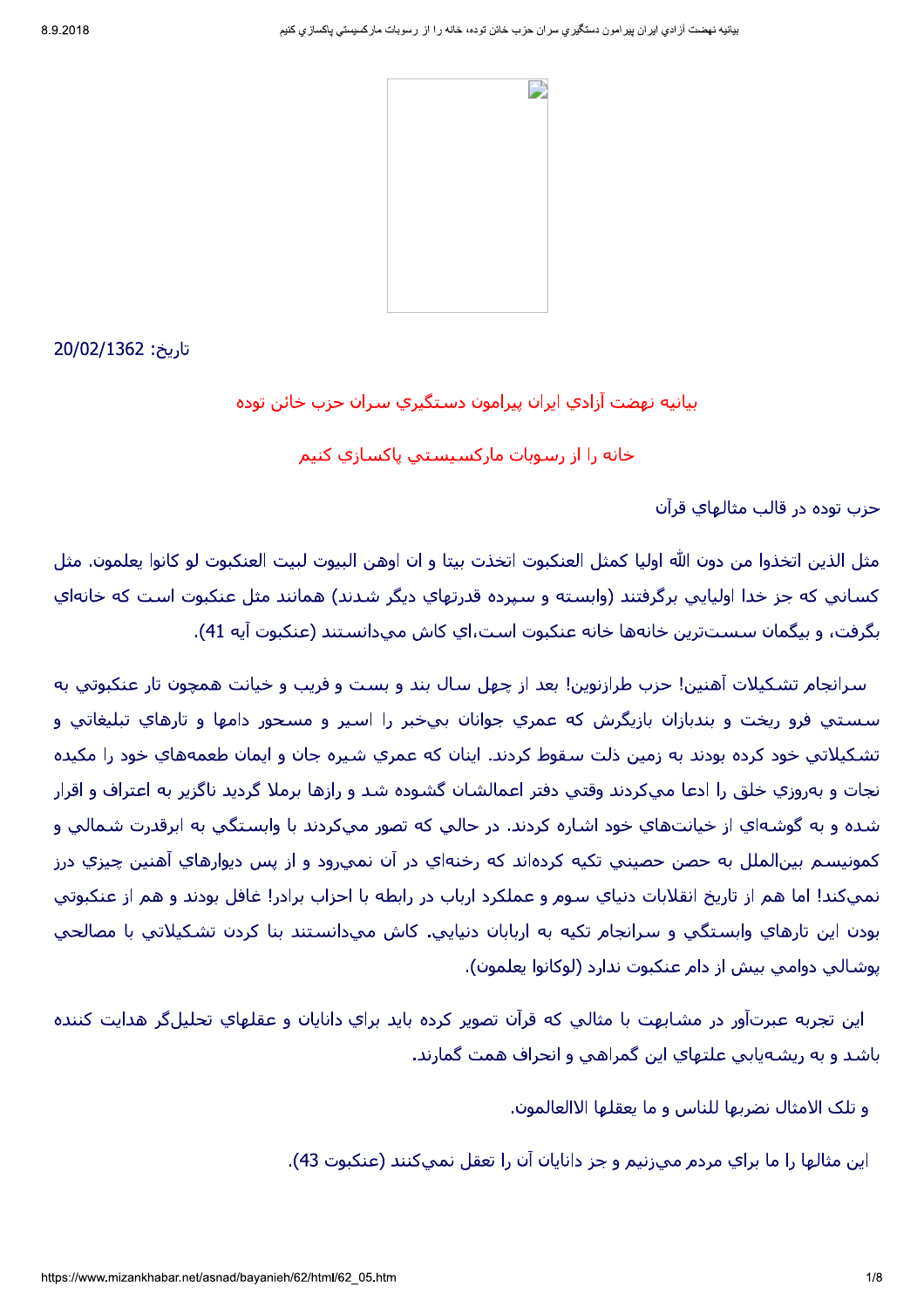تاريخ: 20/02/1362

## بيانيه نهضت آزادي ايران پيرامون دستگيري سران حزب خائن توده

## خانه را از رسوبات ماركسيستي پاكسازي كنيم

حزب توده در قالب مثالهاي قرآن

مثل الذين اتخذوا من دون الله اوليا كمثل العنكبوت اتخذت بيتا و ان اوهن البيوت لبيت العنكبوت لو كانوا يعلمون. مثل كساني كه جز خدا اوليايي برگرفتند (وابسته و سپرده قدرتهاي ديگر شدند) همانند مثل عنكبوت است كه خانه‌اي بگرفت، و بيگمان سست‌ترين خانه‌ها خانه عنكبوت است،اي كاش مي‌دانستند (عنكبوت آيه 41).

سرانجام تشكيلات آهنين! حزب طرازنوين! بعد از چهل سال بند و بست و فريب و خيانت همچون تار عنكبوتي به سستي فرو ريخت و بندبازان بازيگرش كه عمري جوانان بي‌خبر را اسير و مسحور دامها و تارهاي تبليغاتي و تشكيلاتي خود كرده بودند به زمين ذلت سقوط كردند. اينان كه عمري شيره جان و ايمان طعمه‌هاي خود را مكيده نجات و به‌روزي خلق را ادعا مي‌كردند وقتي دفتر اعمالشان گشوده شد و رازها برملا گرديد ناگزير به اعتراف و اقرار شده و به گوشه‌اي از خيانت‌هاي خود اشاره كردند. در حالي كه تصور مي‌كردند با وابستگي به ابرقدرت شمالي و كمونيسم بين‌الملل به حصن حصيني تكيه كرده‌اند كه رخنه‌اي در آن نمي‌رود و از پس ديوارهاي آهنين چيزي درز نمي‌كند! اما هم از تاريخ انقلابات دنياي سوم و عملكرد ارباب در رابطه با احزاب برادر! غافل بودند و هم از عنكبوتي بودن اين تارهاي وابستگي و سرانجام تكيه به اربابان دنيايي. كاش مي‌دانستند بنا كردن تشكيلاتي با مصالحي پوشالي دوامي بيش از دام عنكبوت ندارد (لوكانوا يعلمون).

اين تجربه عبرت‌آور در مشابهت با مثالي كه قرآن تصوير كرده بايد براي دانايان و عقلهاي تحليل‌گر هدايت كننده باشد و به ريشه‌يابي علتهاي اين گمراهي و انحراف همت گمارند.

و تلك الامثال نضربها للناس و ما يعقلها الاالعالمون.

اين مثالها را ما براي مردم مي‌زنيم و جز دانايان آن را تعقل نمي‌كنند (عنكبوت 43).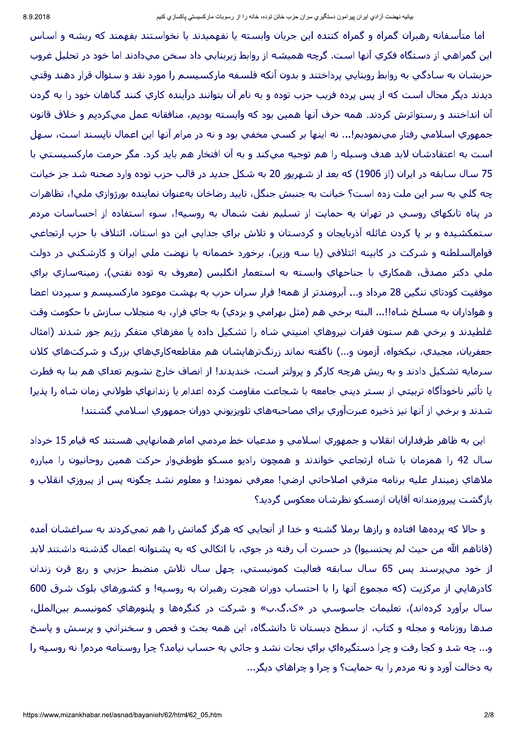اما متأسفانه رهبران گمراه و گمراه کننده این جریان وابسته یا نفهمیدند یا نخواستند بفهمند که ریشه و اساس این گمراهي از دستگاه فکري آنها است. گرچه همیشه از روابط زیربنایي داد سخن مي‌دادند اما خود در تحلیل غروب حزبشان به سادگي به روابط روبنایي پرداختند و بدون آنکه فلسفه مارکسیسم را مورد نقد و سئوال قرار دهند وقتي دیدند دیگر محال است که از پس پرده فریب حزب توده و به نام آن بتوانند درآینده کاري کنند گناهان خود را به گردن آن انداختند و رستواترش کردند. همه حرف آنها همین بود که وابسته بودیم، منافقانه عمل مي‌کردیم و خلاق قانون جمهوري اسلامي رفتار مي‌نمودیم!... نه اینها بر کسي مخفي بود و نه در مرام آنها این اعمال ناپسند است، سهل است به اعتقادشان لابد هدف وسیله را هم توجیه مي‌کند و به آن افتخار هم باید کرد. مگر حرمت مارکسیستي با 75 سال سابقه در ایران (از 1906) که بعد از شهریور 20 به شکل جدید در قالب حزب توده وارد صحنه شد جز خیانت چه گلي به سر این ملت زده است؟ خیانت به جنبش جنگل، تایید رضاخان به‌عنوان نماینده بورژوازي ملي!، تظاهرات در پناه تانکهاي روسي در تهران به حمایت از تسلیم نفت شمال به روسیه!، سوء استفاده از احساسات مردم ستمکشیده و بر پا کردن غائله آذربایجان و کردستان و تلاش براي جدایي این دو استان، ائتلاف با حزب ارتجاعي قوام‌السلطنه و شرکت در کابینه ائتلافي (با سه وزیر)، برخورد خصمانه با نهضت ملي ایران و کارشکني در دولت ملي دکتر مصدق، همکاري با جناحهاي وابسته به استعمار انگلیس (معروف به توده نفتي)، زمینه‌سازي براي موفقیت کودتاي ننگین 28 مرداد و... آبرومندتر از همه! فرار سران حزب به بهشت موعود مارکسیسم و سپردن اعضا و هواداران به مسلخ شاه!!... البته برخي هم (مثل بهرامي و یزدي) به جاي فرار، به منجلاب سازش با حکومت وقت غلطیدند و برخي هم ستون فقرات نیروهاي امنیتي شاه را تشکیل داده یا مغزهاي متفکر رژیم جور شدند (امثال جعفریان، مجیدي، نیکخواه، آزمون و...) ناگفته نماند زرنگ‌ترهایشان هم مقاطعه‌کاري‌هاي بزرگ و شرکت‌هاي کلان سرمایه تشکیل دادند و به ریش هرچه کارگر و پرولتر است، خندیدند! از انصاف خارج نشویم تعداي هم بنا به فطرت یا تأثیر ناخودآگاه تربیتي از بستر دیني جامعه با شجاعت مقاومت کرده اعدام یا زندانهاي طولاني زمان شاه را پذیرا شدند و برخي از آنها نیز ذخیره عبرت‌آوري براي مصاحبه‌هاي تلویزیوني دوران جمهوري اسلامي گشتند!

این به ظاهر طرفداران انقلاب و جمهوري اسلامي و مدعیان خط مردمي امام همانهایي هستند که قیام 15 خرداد سال 42 را همزمان با شاه ارتجاعي خواندند و همچون رادیو مسکو طوطي‌وار حرکت همین روحانیون را مبارزه ملاهاي زمیندار علیه برنامه مترقي اصلاحاتي ارضي! معرفي نمودند! و معلوم نشد چگونه پس از پیروزي انقلاب و بازگشت پیروزمندانه آقایان ازمسکو نظرشان معکوس گردید؟

و حالا که پرده‌ها افتاده و رازها برملا گشته و خدا از آنجایي که هرگز گمانش را هم نمي‌کردند به سراغشان آمده (فاتاهم الله من حیث لم یحتسبوا) در حسرت آب رفته در جوي، با اتکالي که به پشتوانه اعمال گذشته داشتند لابد از خود مي‌پرسند پس 65 سال سابقه فعالیت کمونیستي، چهل سال تلاش منضبط حزبي و ربع قرن زندان کادرهایي از مرکزیت (که مجموع آنها را با احتساب دوران هجرت رهبران به روسیه! و کشورهاي بلوک شرق 600 سال برآورد کرده‌اند)، تعلیمات جاسوسي در «ک.گ.ب» و شرکت در کنگره‌ها و پلنومهاي کمونیسم بین‌الملل، صدها روزنامه و مجله و کتاب، از سطح دبستان تا دانشگاه، این همه بحث و فحص و سخنراني و پرسش و پاسخ و... چه شد و کجا رفت و چرا دستگیره‌اي براي نجات نشد و جائي به حساب نیامد؟ چرا روسنامه مردم! نه روسیه را به دخالت آورد و نه مردم را به حمایت؟ و چرا و چراهاي دیگر...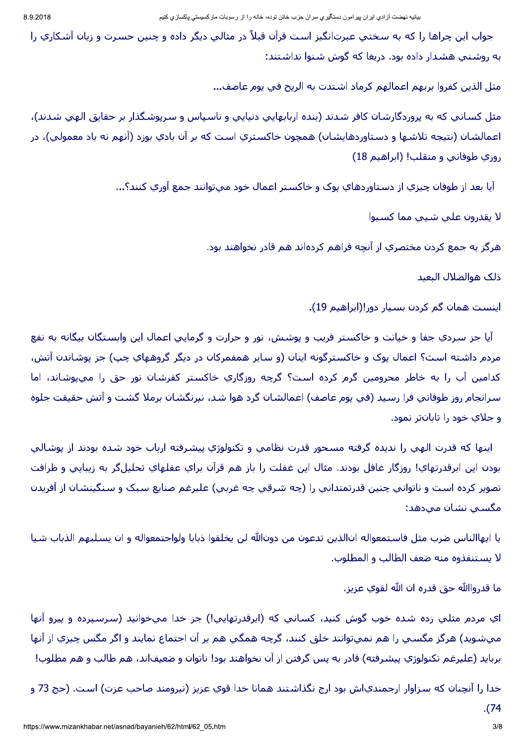جواب اين چراها را كه به سختي عبرت‌انگيز است قرآن قبلاً در مثالي ديگر داده و چنين حسرت و زيان آشكاري را به روشني هشدار داده بود. دريغا كه گوش شنوا نداشتند:

مثل الذين كفروا بربهم اعمالهم كرماد اشتدت به الريح في يوم عاصف...

مثل كساني كه به پروردگارشان كافر شدند (بنده اربابهاي دنيايي و ناسپاس و سرپوشگذار بر حقايق الهي شدند)، اعمالشان (نتيجه تلاشها و دستاوردهايشان) همچون خاكستري است كه بر آن بادي بوزد (آنهم نه باد معمولي)، در روزي طوفاني و منقلب! (ابراهيم 18)

آيا بعد از طوفان چيزي از دستاوردهاي پوک و خاكستر اعمال خود مي‌توانند جمع آوري كنند؟...

لا يقدرون علي شيي مما كسبوا

هرگز به جمع كردن مختصري از آنچه فراهم كرده‌اند هم قادر نخواهند بود.

ذلک هوالضلال البعيد

اينست همان گم كردن بسيار دور!(ابراهيم 19).

آيا جز سردي جفا و خيانت و خاكستر فريب و پوشش، نور و حرارت و گرمايي اعمال اين وابستگان بيگانه به نفع مردم داشته است؟ اعمال پوک و خاكسترگونه اينان (و ساير همفمركان در ديگر گروههاي چپ) جز پوشاندن آتش، كدامين آب را به خاطر محرومين گرم كرده است؟ گرچه روزگاري خاكستر كفرشان نور حق را مي‌پوشاند، اما سرانجام روز طوفاني فرا رسيد (في يوم عاصف) اعمالشان گرد هوا شد، نيرنگشان برملا گشت و آتش حقيقت جلوه و جلاي خود را تابان‌تر نمود.

اينها كه قدرت الهي را نديده گرفته مسحور قدرت نظامي و تكنولوژي پيشرفته ارباب خود شده بودند از پوشالي بودن اين ابرقدرتهاي! روزگار غافل بودند. مثال اين غفلت را باز هم قرآن براي عقلهاي تحليل‌گر به زيبايي و ظرافت تصوير كرده است و ناتواني چنين قدرتمنداني را (چه شرقي چه غربي) عليرغم صنايع سبک و سنگينشان از آفريدن مگسي نشان مي‌دهد:

يا ايهاالناس ضرب مثل فاستمعواله ان‌الذين تدعون من دون‌الله لن يخلقوا ذبابا ولواجتمعواله و ان يسلبهم الذباب شيا لا يستنقذوه منه ضعف الطالب و المطلوب.

ما قدروالله حق قدره ان الله لقوي عزيز.

اي مردم مثلي زده شده خوب گوش كنيد، كساني كه (ابرقدرتهايي!) جز خدا مي‌خوانيد (سرسپرده و پيرو آنها مي‌شويد) هرگز مگسي را هم نمي‌توانند خلق كنند، گرچه همگي هم بر آن اجتماع نمايند و اگر مگس چيزي از آنها بربايد (عليرغم تكنولوژي پيشرفته) قادر به پس گرفتن از آن نخواهند بود! ناتوان و ضعيف‌اند، هم طالب و هم مطلوب!

خدا را آنچنان كه سزاوار ارجمندي‌اش بود ارج نگذاشتند همانا خدا قوي عزيز (نيرومند صاحب عزت) است. (حج 73 و 74).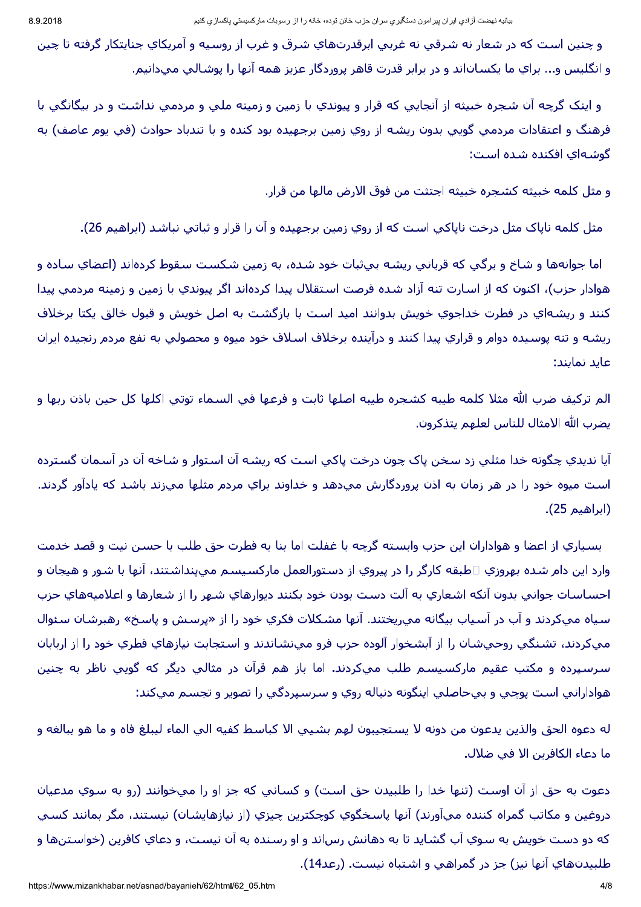و چنين است كه در شعار نه شرقي نه غربي ابرقدرت‌هاي شرق و غرب از روسيه و آمريكاي جنايتكار گرفته تا چين و انگليس و... براي ما يكسان‌اند و در برابر قدرت قاهر پروردگار عزيز همه آنها را پوشالي مي‌دانيم.

و اينک گرچه آن شجره خبيثه از آنجايي كه قرار و پيوندي با زمين و زمينه ملي و مردمي نداشت و در بيگانگي با فرهنگ و اعتقادات مردمي گويي بدون ريشه از روي زمين برجهيده بود كنده و با تندباد حوادث (في يوم عاصف) به گوشه‌اي افكنده شده است:

و مثل كلمه خبيثه كشجره خبيثه اجتثت من فوق الارض مالها من قرار.

مثل كلمه ناپاک مثل درخت ناپاكي است كه از روي زمين برجهيده و آن را قرار و ثباتي نباشد (ابراهيم 26).

اما جوانه‌ها و شاخ و برگي كه قرباني ريشه بي‌ثبات خود شده، به زمين شكست سقوط كرده‌اند (اعضاي ساده و هوادار حزب)، اكنون كه از اسارت تنه آزاد شده فرصت استقلال پيدا كرده‌اند اگر پيوندي با زمين و زمينه مردمي پيدا كنند و ريشه‌اي در فطرت خداجوي خويش بدوانند اميد است با بازگشت به اصل خويش و قبول خالق يكتا برخلاف ريشه و تنه پوسيده دوام و قراري پيدا كنند و درآينده برخلاف اسلاف خود ميوه و محصولي به نفع مردم رنجيده ايران عايد نمايند:

الم تركيف ضرب الله مثلا كلمه طيبه كشجره طيبه اصلها ثابت و فرعها في السماء توتي اكلها كل حين باذن ربها و يضرب الله الامثال للناس لعلهم يتذكرون.

آيا نديدي چگونه خدا مثلي زد سخن پاک چون درخت پاكي است كه ريشه آن استوار و شاخه آن در آسمان گسترده است ميوه خود را در هر زمان به اذن پروردگارش مي‌دهد و خداوند براي مردم مثلها مي‌زند باشد كه يادآور گردند. (ابراهيم 25).

بسياري از اعضا و هواداران اين حزب وابسته گرچه با غفلت اما بنا به فطرت حق طلب با حسن نيت و قصد خدمت وارد اين دام شده بهروزي طبقه كارگر را در پيروي از دستورالعمل ماركسيسم مي‌پنداشتند، آنها با شور و هيجان و احساسات جواني بدون آنكه اشعاري به آلت دست بودن خود بكنند ديوارهاي شهر را از شعارها و اعلاميه‌هاي حزب سياه مي‌كردند و آب در آسياب بيگانه مي‌ريختند. آنها مشكلات فكري خود را از «پرسش و پاسخ» رهبرشان سئوال مي‌كردند، تشنگي روحي‌شان را از آبشخوار آلوده حزب فرو مي‌نشاندند و استجابت نيازهاي فطري خود را از اربابان سرسپرده و مكتب عقيم ماركسيسم طلب مي‌كردند. اما باز هم قرآن در مثالي ديگر كه گويي ناظر به چنين هوادارانی است پوچي و بي‌حاصلي اينگونه دنباله روي و سرسپردگي را تصوير و تجسم مي‌كند:

له دعوه الحق والذين يدعون من دونه لا يستجيبون لهم بشيي الا كباسط كفيه الي الماء ليبلغ فاه و ما هو ببالغه و ما دعاء الكافرين الا في ضلال.

دعوت به حق از آن اوست (تنها خدا را طلبيدن حق است) و كساني كه جز او را مي‌خوانند (رو به سوي مدعيان دروغين و مكاتب گمراه كننده مي‌آورند) آنها پاسخگوي كوچكترين چيزي (از نيازهايشان) نيستند، مگر بمانند كسي كه دو دست خويش به سوي آب گشايد تا به دهانش رس‌اند و او رسنده به آن نيست، و دعاي كافرين (خواستن‌ها و طلبيدن‌هاي آنها نيز) جز در گمراهي و اشتباه نيست. (رعد14).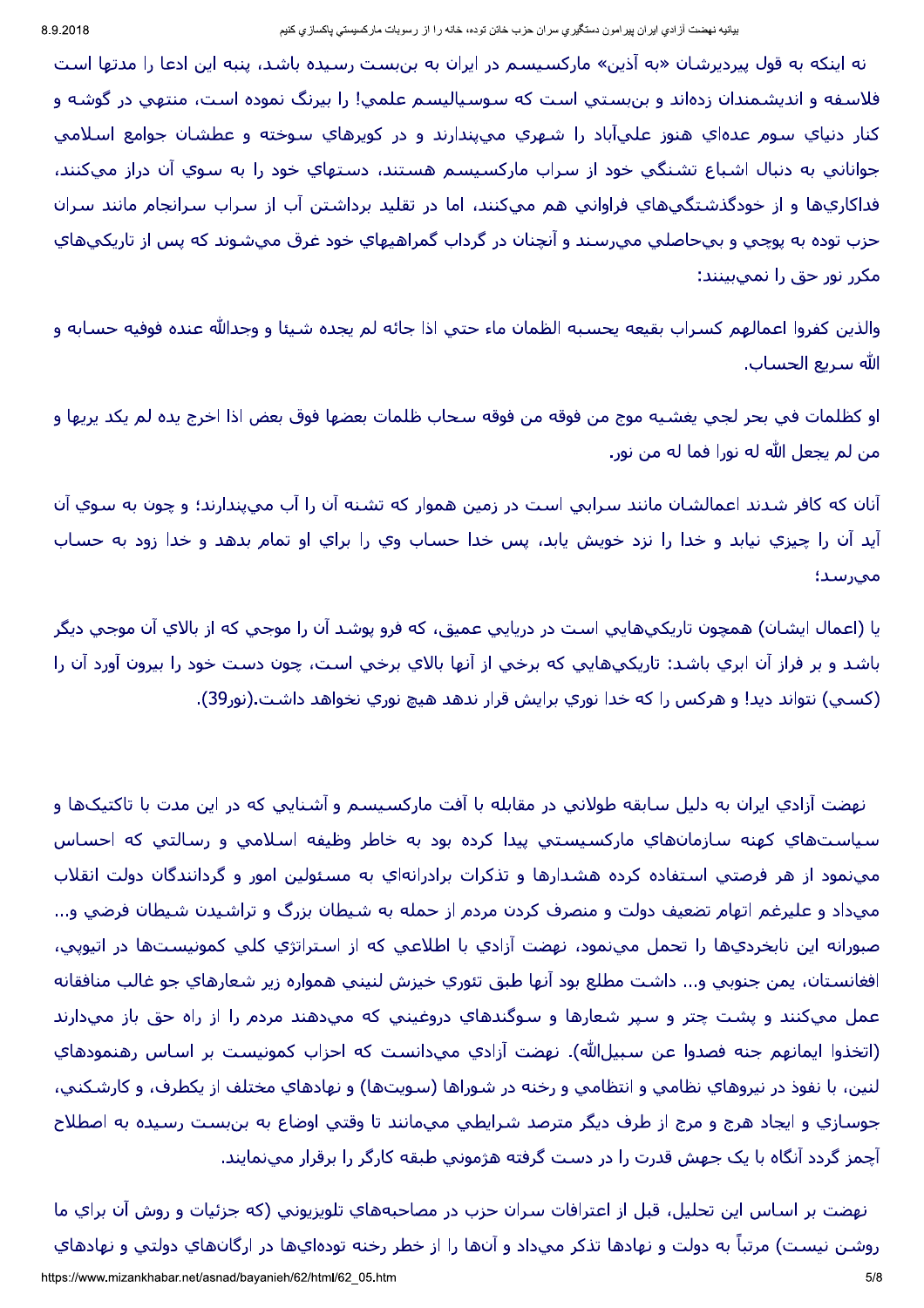نه اینکه به قول پیرِدیرشان «به آذین» مارکسیسم در ایران به بن‌بست رسیده باشد، پنبه این ادعا را مدتها است فلاسفه و اندیشمندان زده‌اند و بن‌بستي است که سوسیالیسم علمي! را بیرنگ نموده است، منتهي در گوشه و کنار دنیاي سوم عده‌اي هنوز علي‌آباد را شهري مي‌پندارند و در کویرهاي سوخته و عطشان جوامع اسلامي جواناني به دنبال اشباع تشنگي خود از سراب مارکسیسم هستند، دستهاي خود را به سوي آن دراز مي‌کنند، فداکاري‌ها و از خودگذشتگي‌هاي فراواني هم مي‌کنند، اما در تقلید برداشتن آب از سراب سرانجام مانند سران حزب توده به پوچي و بي‌حاصلي مي‌رسند و آنچنان در گرداب گمراهیهاي خود غرق مي‌شوند که پس از تاریکي‌هاي مکرر نور حق را نمي‌بینند:

والذین کفروا اعمالهم کسراب بقیعه یحسبه الظمان ماء حتي اذا جائه لم یجده شیئا و وجدالله عنده فوفیه حسابه و الله سریع الحساب.

او کظلمات في بحر لجي یغشیه موج من فوقه موج من فوقه سحاب ظلمات بعضها فوق بعض اذا اخرج یده لم یکد یریها و من لم یجعل الله له نورا فما له من نور.

آنان که کافر شدند اعمالشان مانند سرابي است در زمین هموار که تشنه آن را آب مي‌پندارند؛ و چون به سوي آن آید آن را چیزي نیابد و خدا را نزد خویش یابد، پس خدا حساب وي را براي او تمام بدهد و خدا زود به حساب مي‌رسد؛

یا (اعمال ایشان) همچون تاریکي‌هایي است در دریایي عمیق، که فرو پوشد آن را موجي که از بالاي آن موجي دیگر باشد و بر فراز آن ابري باشد: تاریکي‌هایي که برخي از آنها بالاي برخي است، چون دست خود را بیرون آورد آن را (کسي) نتواند دید! و هرکس را که خدا نوري برایش قرار ندهد هیچ نوري نخواهد داشت.(نور39).

نهضت آزادي ایران به دلیل سابقه طولاني در مقابله با آفت مارکسیسم و آشنایي که در این مدت با تاکتیک‌ها و سیاست‌هاي کهنه سازمان‌هاي مارکسیستي پیدا کرده بود به خاطر وظیفه اسلامي و رسالتي که احساس مي‌نمود از هر فرصتي استفاده کرده هشدارها و تذکرات برادرانه‌اي به مسئولین امور و گردانندگان دولت انقلاب مي‌داد و علیرغم اتهام تضعیف دولت و منصرف کردن مردم از حمله به شیطان بزرگ و تراشیدن شیطان فرضي و... صبورانه این نابخردي‌ها را تحمل مي‌نمود، نهضت آزادي با اطلاعي که از استراتژي کلي کمونیست‌ها در اتیوپي، افغانستان، یمن جنوبي و... داشت مطلع بود آنها طبق تئوري خیزش لنیني همواره زیر شعارهاي جو غالب منافقانه عمل مي‌کنند و پشت چتر و سپر شعارها و سوگندهاي دروغیني که مي‌دهند مردم را از راه حق باز مي‌دارند (اتخذوا ایمانهم جنه فصدوا عن سبیل‌الله). نهضت آزادي مي‌دانست که احزاب کمونیست بر اساس رهنمودهاي لنین، با نفوذ در نیروهاي نظامي و انتظامي و رخنه در شوراها (سویت‌ها) و نهادهاي مختلف از یکطرف، و کارشکني، جوسازي و ایجاد هرج و مرج از طرف دیگر مترصد شرایطي مي‌مانند تا وقتي اوضاع به بن‌بست رسیده به اصطلاح آچمز گردد آنگاه با یک جهش قدرت را در دست گرفته هژموني طبقه کارگر را برقرار مي‌نمایند.

نهضت بر اساس این تحلیل، قبل از اعترافات سران حزب در مصاحبه‌هاي تلویزیوني (که جزئیات و روش آن براي ما روشن نیست) مرتباً به دولت و نهادها تذکر مي‌داد و آن‌ها را از خطر رخنه توده‌اي‌ها در ارگان‌هاي دولتي و نهادهاي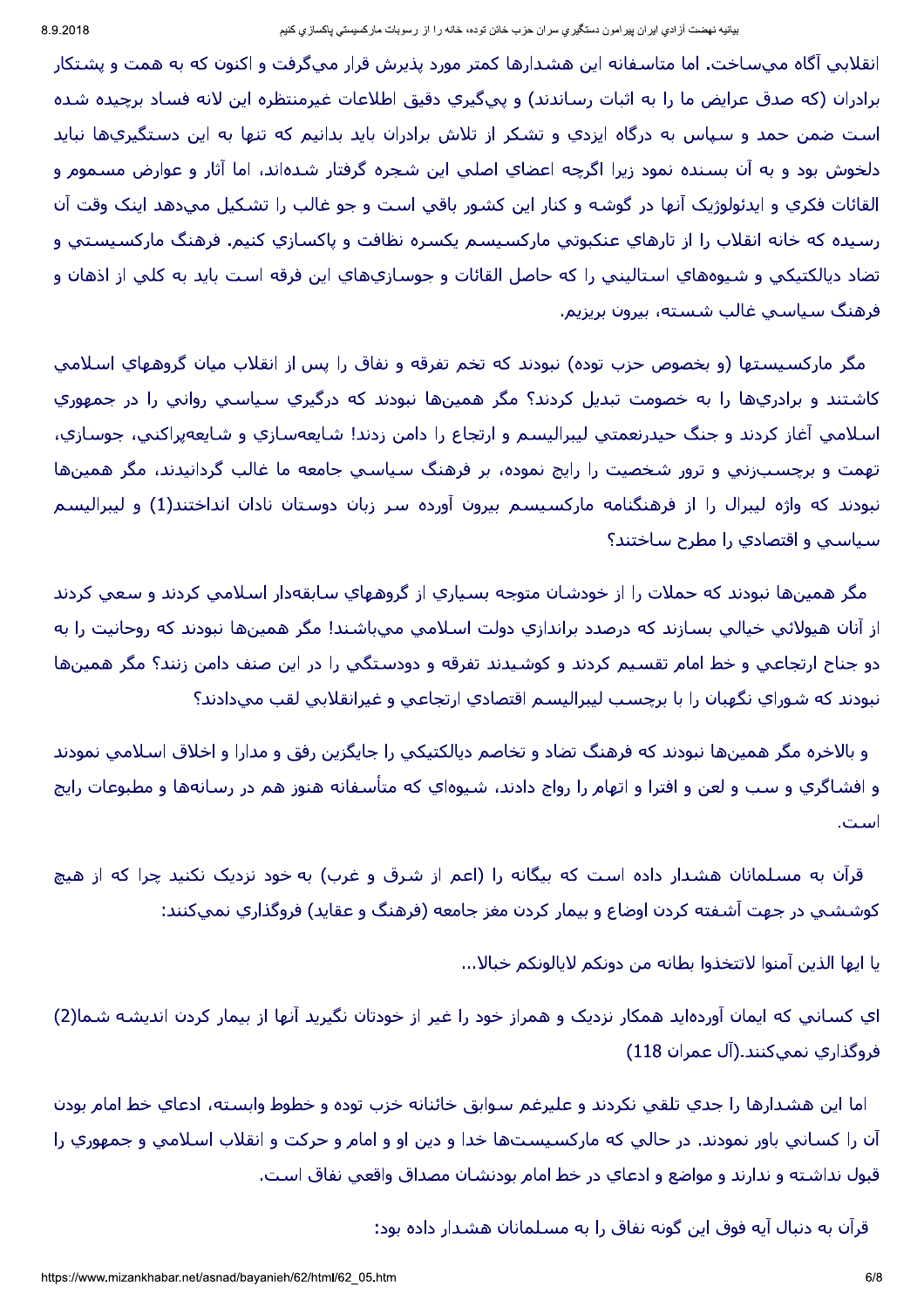انقلابي آگاه مي‌ساخت. اما متاسفانه اين هشدارها كمتر مورد پذيرش قرار مي‌گرفت و اكنون كه به همت و پشتكار برادران (كه صدق عرايض ما را به اثبات رساندند) و پي‌گيري دقيق اطلاعات غيرمنتظره اين لانه فساد برچيده شده است ضمن حمد و سپاس به درگاه ايزدي و تشكر از تلاش برادران بايد بدانيم كه تنها به اين دستگيري‌ها نبايد دلخوش بود و به آن بسنده نمود زيرا اگرچه اعضاي اصلي اين شجره گرفتار شده‌اند، اما آثار و عوارض مسموم و القائات فكري و ايدئولوژيک آنها در گوشه و كنار اين كشور باقي است و جو غالب را تشكيل مي‌دهد اينک وقت آن رسيده كه خانه انقلاب را از تارهاي عنكبوتي ماركسيسم يكسره نظافت و پاكسازي كنيم. فرهنگ ماركسيستي و تضاد ديالكتيكي و شيوه‌هاي استاليني را كه حاصل القائات و جوسازي‌هاي اين فرقه است بايد به كلي از اذهان و فرهنگ سياسي غالب شسته، بيرون بريزيم.

مگر ماركسيستها (و بخصوص حزب توده) نبودند كه تخم تفرقه و نفاق را پس از انقلاب ميان گروههاي اسلامي كاشتند و برادري‌ها را به خصومت تبديل كردند؟ مگر همين‌ها نبودند كه درگيري سياسي رواني را در جمهوري اسلامي آغاز كردند و جنگ حيدرنعمتي ليبراليسم و ارتجاع را دامن زدند! شايعه‌سازي و شايعه‌پراكني، جوسازي، تهمت و برچسب‌زني و ترور شخصيت را رايج نموده، بر فرهنگ سياسي جامعه ما غالب گردانيدند، مگر همين‌ها نبودند كه واژه ليبرال را از فرهنگنامه ماركسيسم بيرون آورده سر زبان دوستان نادان انداختند(1) و ليبراليسم سياسي و اقتصادي را مطرح ساختند؟

مگر همين‌ها نبودند كه حملات را از خودشان متوجه بسياري از گروههاي سابقه‌دار اسلامي كردند و سعي كردند از آنان هيولائي خيالي بسازند كه درصدد براندازي دولت اسلامي مي‌باشند! مگر همين‌ها نبودند كه روحانيت را به دو جناح ارتجاعي و خط امام تقسيم كردند و كوشيدند تفرقه و دودستگي را در اين صنف دامن زنند؟ مگر همين‌ها نبودند كه شوراي نگهبان را با برچسب ليبراليسم اقتصادي ارتجاعي و غيرانقلابي لقب مي‌دادند؟

و بالاخره مگر همين‌ها نبودند كه فرهنگ تضاد و تخاصم ديالكتيكي را جايگزين رفق و مدارا و اخلاق اسلامي نمودند و افشاگري و سب و لعن و افترا و اتهام را رواج دادند، شيوه‌اي كه متأسفانه هنوز هم در رسانه‌ها و مطبوعات رايج است.

قرآن به مسلمانان هشدار داده است كه بيگانه را (اعم از شرق و غرب) به خود نزديک نكنيد چرا كه از هيچ كوششي در جهت آشفته كردن اوضاع و بيمار كردن مغز جامعه (فرهنگ و عقايد) فروگذاري نمي‌كنند:

يا ايها الذين آمنوا لاتتخذوا بطانه من دونكم لايالونكم خبالا...

اي كساني كه ايمان آورده‌ايد همكار نزديک و همراز خود را غير از خودتان نگيريد آنها از بيمار كردن انديشه شما(2) فروگذاري نمي‌كنند.(آل عمران 118)

اما اين هشدارها را جدي تلقي نكردند و عليرغم سوابق خائنانه خزب توده و خطوط وابسته، ادعاي خط امام بودن آن را كساني باور نمودند. در حالي كه ماركسيست‌ها خدا و دين او و امام و حركت و انقلاب اسلامي و جمهوري را قبول نداشته و ندارند و مواضع و ادعاي در خط امام بودنشان مصداق واقعي نفاق است.

قرآن به دنبال آيه فوق اين گونه نفاق را به مسلمانان هشدار داده بود: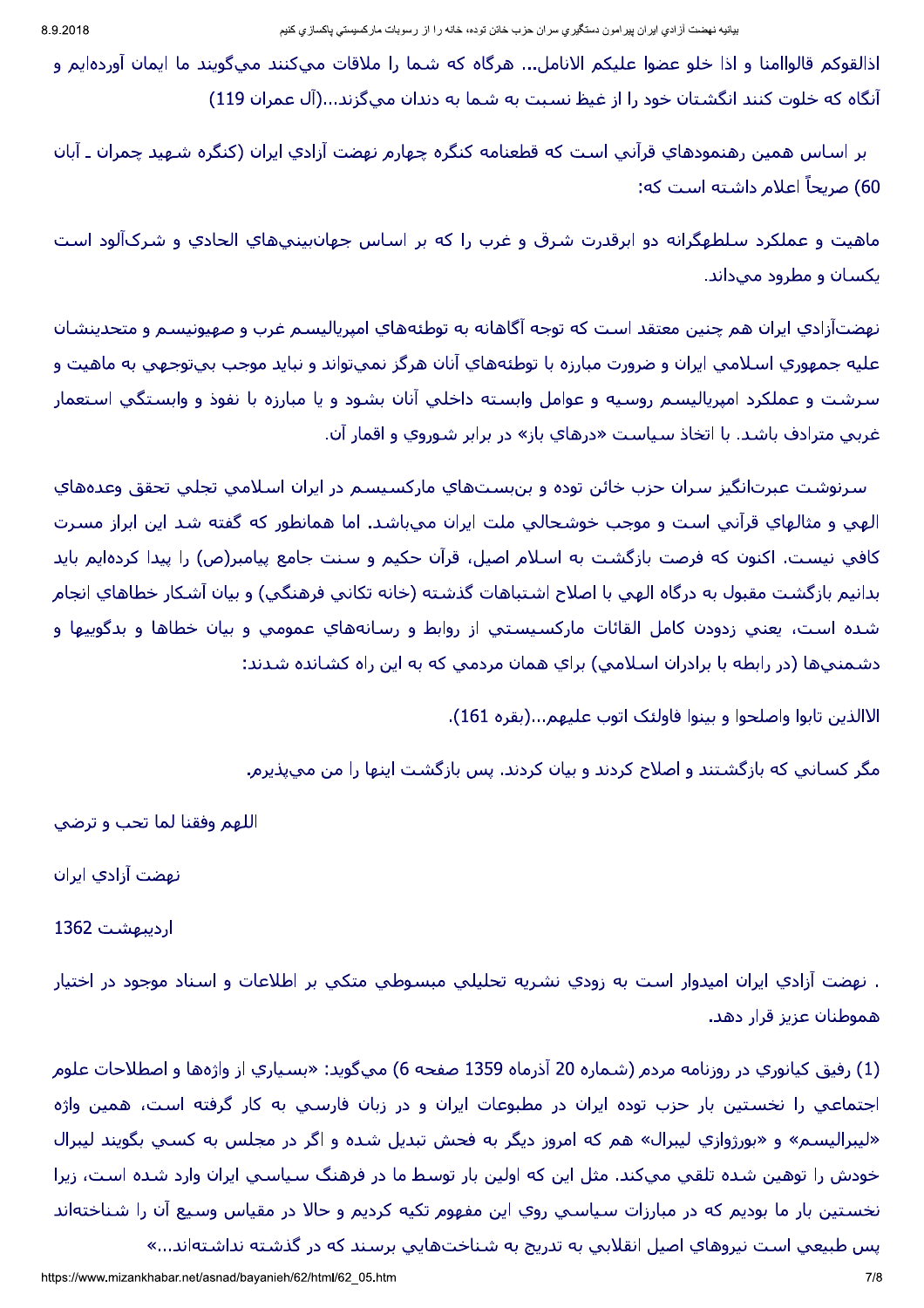اذالقوکم قالواامنا و اذا خلو عضوا عليکم الانامل... هرگاه که شما را ملاقات مي‌کنند مي‌گويند ما ايمان آورده‌ايم و آنگاه که خلوت کنند انگشتان خود را از غيظ نسبت به شما به دندان مي‌گزند...(آل عمران 119)

بر اساس همين رهنمودهاي قرآني است که قطعنامه کنگره چهارم نهضت آزادي ايران (کنگره شهيد چمران ـ آبان 60) صريحاً اعلام داشته است که:

ماهيت و عملکرد سلطه‌گرانه دو ابرقدرت شرق و غرب را که بر اساس جهان‌بيني‌هاي الحادي و شرک‌آلود است يکسان و مطرود مي‌داند.

نهضت‌آزادي ايران هم چنين معتقد است که توجه آگاهانه به توطئه‌هاي امپرياليسم غرب و صهيونيسم و متحدينشان عليه جمهوري اسلامي ايران و ضرورت مبارزه با توطئه‌هاي آنان هرگز نمي‌تواند و نبايد موجب بي‌توجهي به ماهيت و سرشت و عملکرد امپرياليسم روسيه و عوامل وابسته داخلي آنان بشود و يا مبارزه با نفوذ و وابستگي استعمار غربي مترادف باشد. با اتخاذ سياست «درهاي باز» در برابر شوروي و اقمار آن.

سرنوشت عبرت‌انگيز سران حزب خائن توده و بن‌بست‌هاي مارکسيسم در ايران اسلامي تجلي تحقق وعده‌هاي الهي و مثالهاي قرآني است و موجب خوشحالي ملت ايران مي‌باشد. اما همانطور که گفته شد اين ابراز مسرت کافي نيست. اکنون که فرصت بازگشت به اسلام اصيل، قرآن حکيم و سنت جامع پيامبر(ص) را پيدا کرده‌ايم بايد بدانيم بازگشت مقبول به درگاه الهي با اصلاح اشتباهات گذشته (خانه تکاني فرهنگي) و بيان آشکار خطاهاي انجام شده است، يعني زدودن کامل القائات مارکسيستي از روابط و رسانه‌هاي عمومي و بيان خطاها و بدگوييها و دشمني‌ها (در رابطه با برادران اسلامي) براي همان مردمي که به اين راه کشانده شدند:

الاالذين تابوا واصلحوا و بينوا فاولئک اتوب عليهم...(بقره 161).

مگر کساني که بازگشتند و اصلاح کردند و بيان کردند. پس بازگشت اينها را من مي‌پذيرم.

اللهم وفقنا لما تحب و ترضي

نهضت آزادي ايران

ارديبهشت 1362

. نهضت آزادي ايران اميدوار است به زودي نشريه تحليلي مبسوطي متکي بر اطلاعات و اسناد موجود در اختيار هموطنان عزيز قرار دهد.

(1) رفيق کيانوري در روزنامه مردم (شماره 20 آذرماه 1359 صفحه 6) مي‌گويد: «بسياري از واژه‌ها و اصطلاحات علوم اجتماعي را نخستين بار حزب توده ايران در مطبوعات ايران و در زبان فارسي به کار گرفته است، همين واژه «ليبراليسم» و «بورژوازي ليبرال» هم که امروز ديگر به فحش تبديل شده و اگر در مجلس به کسي بگويند ليبرال خودش را توهين شده تلقي مي‌کند. مثل اين که اولين بار توسط ما در فرهنگ سياسي ايران وارد شده است، زيرا نخستين بار ما بوديم که در مبارزات سياسي روي اين مفهوم تکيه کرديم و حالا در مقياس وسيع آن را شناخته‌اند پس طبيعي است نيروهاي اصيل انقلابي به تدريج به شناخت‌هايي برسند که در گذشته نداشته‌اند...»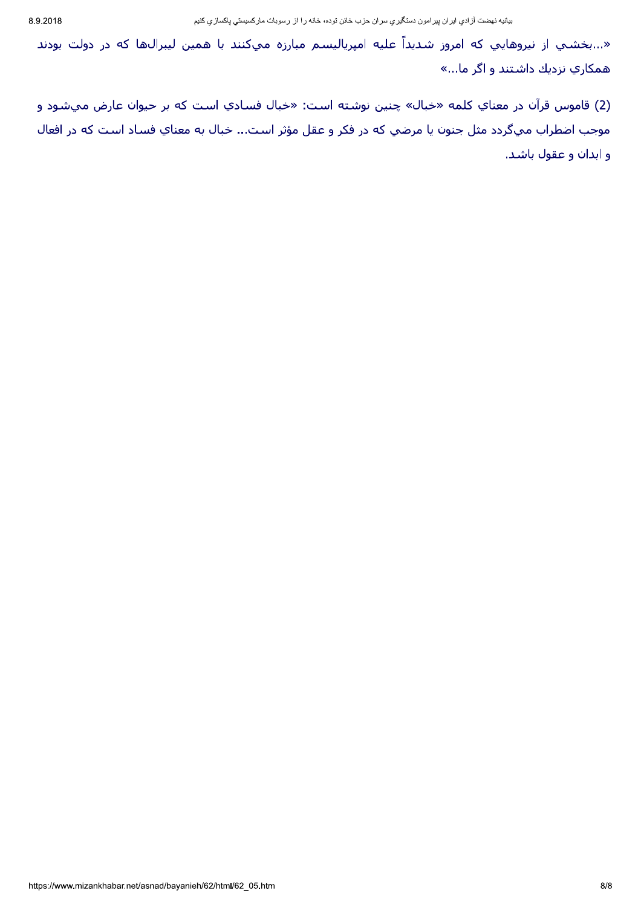«...بخشي از نيروهايي كه امروز شديداً عليه امپرياليسم مبارزه مي‌كنند با همين ليبرال‌ها كه در دولت بودند همكاري نزديك داشتند و اگر ما...»

(2) قاموس قرآن در معناي كلمه «خبال» چنين نوشته است: «خبال فسادي است كه بر حيوان عارض مي‌شود و موجب اضطراب مي‌گردد مثل جنون يا مرضي كه در فكر و عقل مؤثر است... خبال به معناي فساد است كه در افعال و ابدان و عقول باشد.